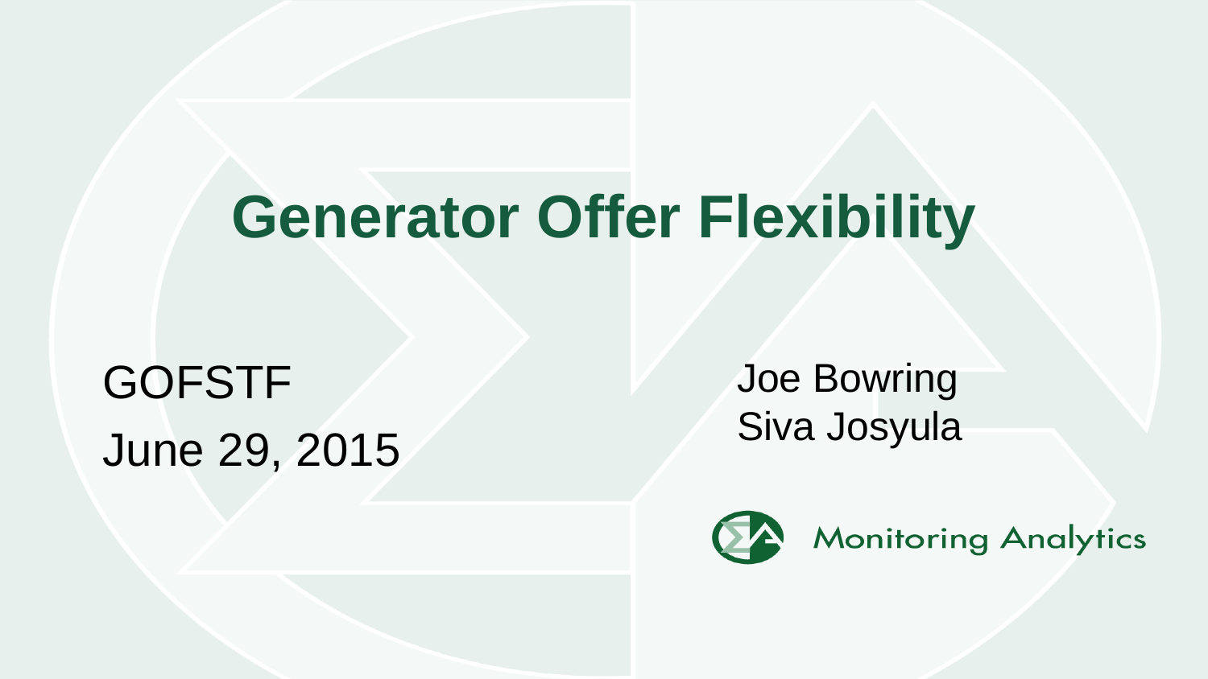# Generator Offer Flexibility

GOFSTF

June 29, 2015

Joe Bowring

Siva Josyula

Monitoring Analytics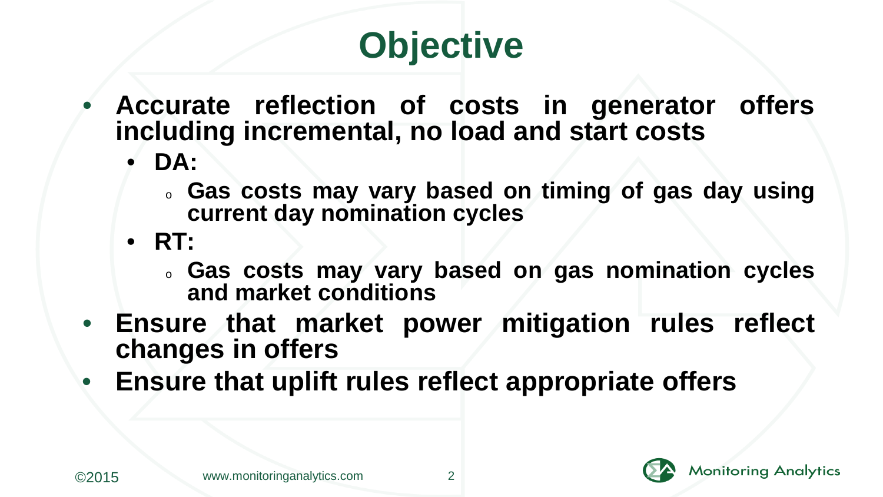# Objective

- **Accurate reflection of costs in generator offers including incremental, no load and start costs**
  - **DA:**
    - **Gas costs may vary based on timing of gas day using current day nomination cycles**
  - **RT:**
    - **Gas costs may vary based on gas nomination cycles and market conditions**
- **Ensure that market power mitigation rules reflect changes in offers**
- **Ensure that uplift rules reflect appropriate offers**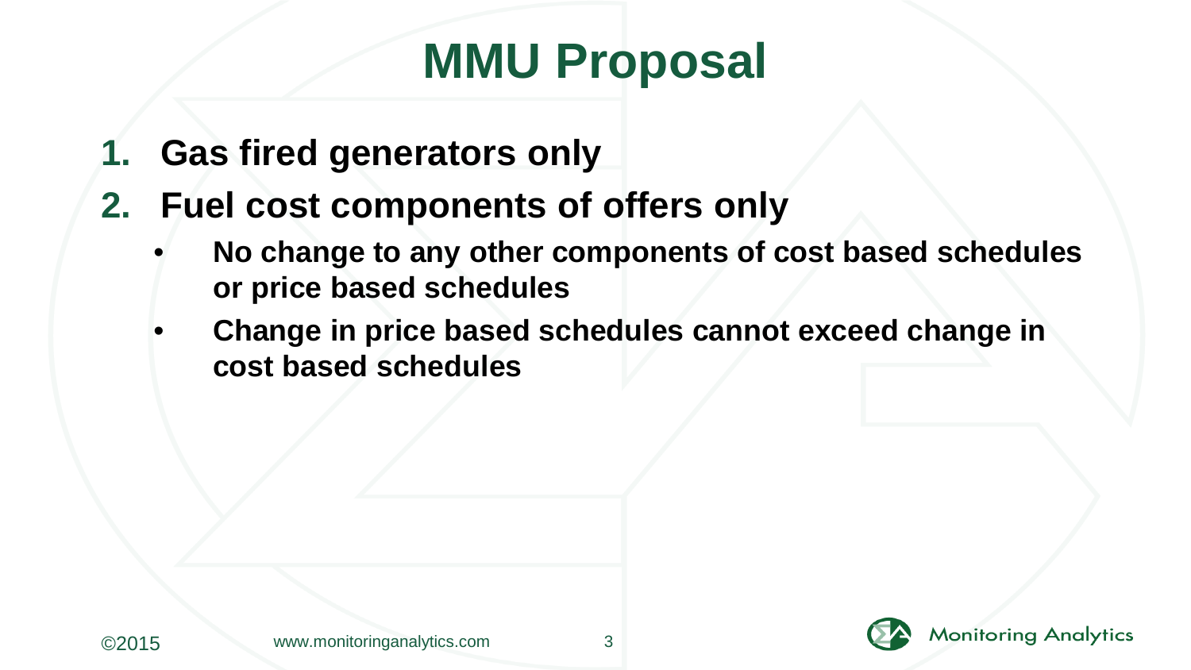# MMU Proposal

1. **Gas fired generators only**
2. **Fuel cost components of offers only**
   - **No change to any other components of cost based schedules or price based schedules**
   - **Change in price based schedules cannot exceed change in cost based schedules**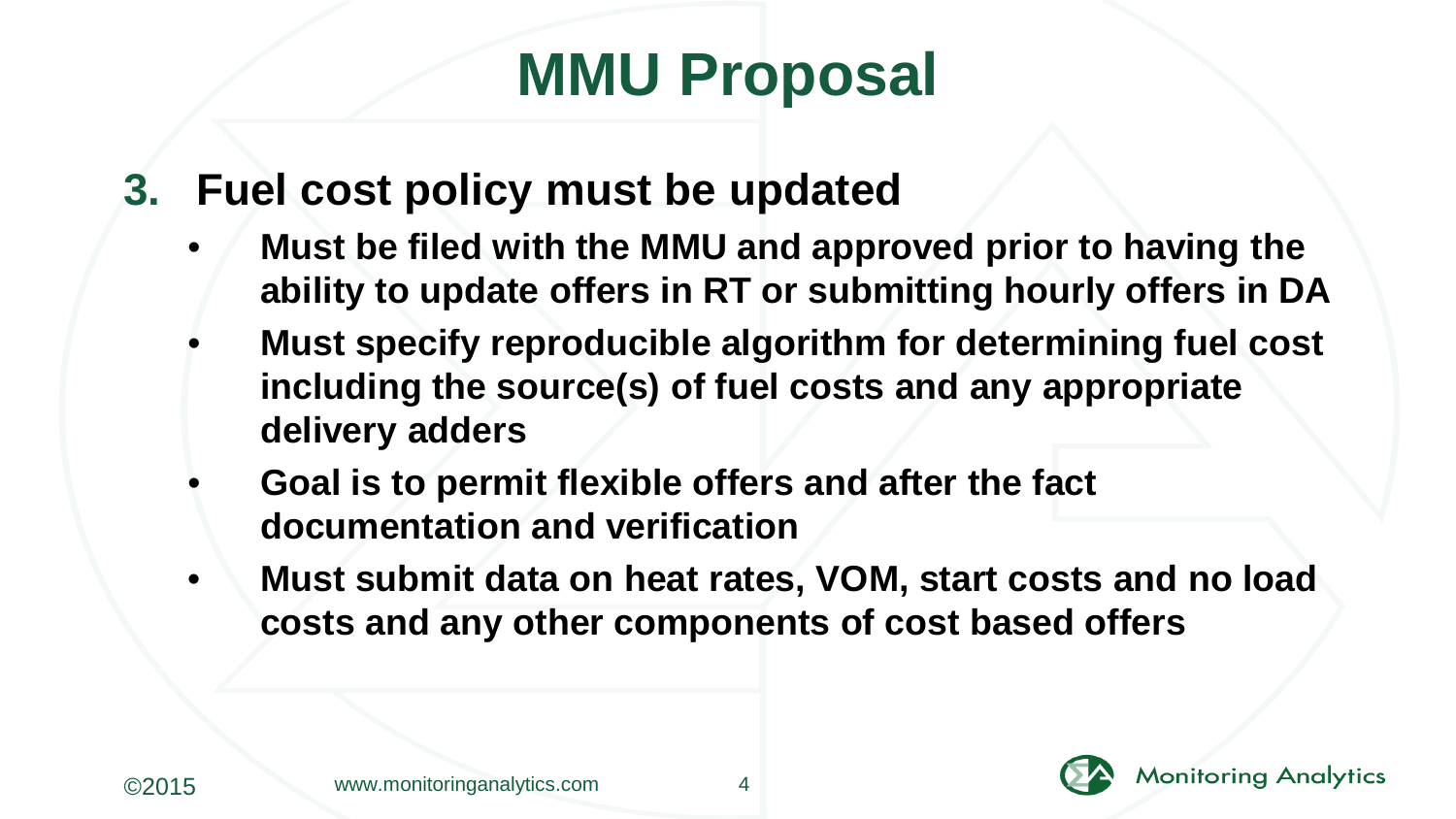# MMU Proposal

3. **Fuel cost policy must be updated**
   - **Must be filed with the MMU and approved prior to having the ability to update offers in RT or submitting hourly offers in DA**
   - **Must specify reproducible algorithm for determining fuel cost including the source(s) of fuel costs and any appropriate delivery adders**
   - **Goal is to permit flexible offers and after the fact documentation and verification**
   - **Must submit data on heat rates, VOM, start costs and no load costs and any other components of cost based offers**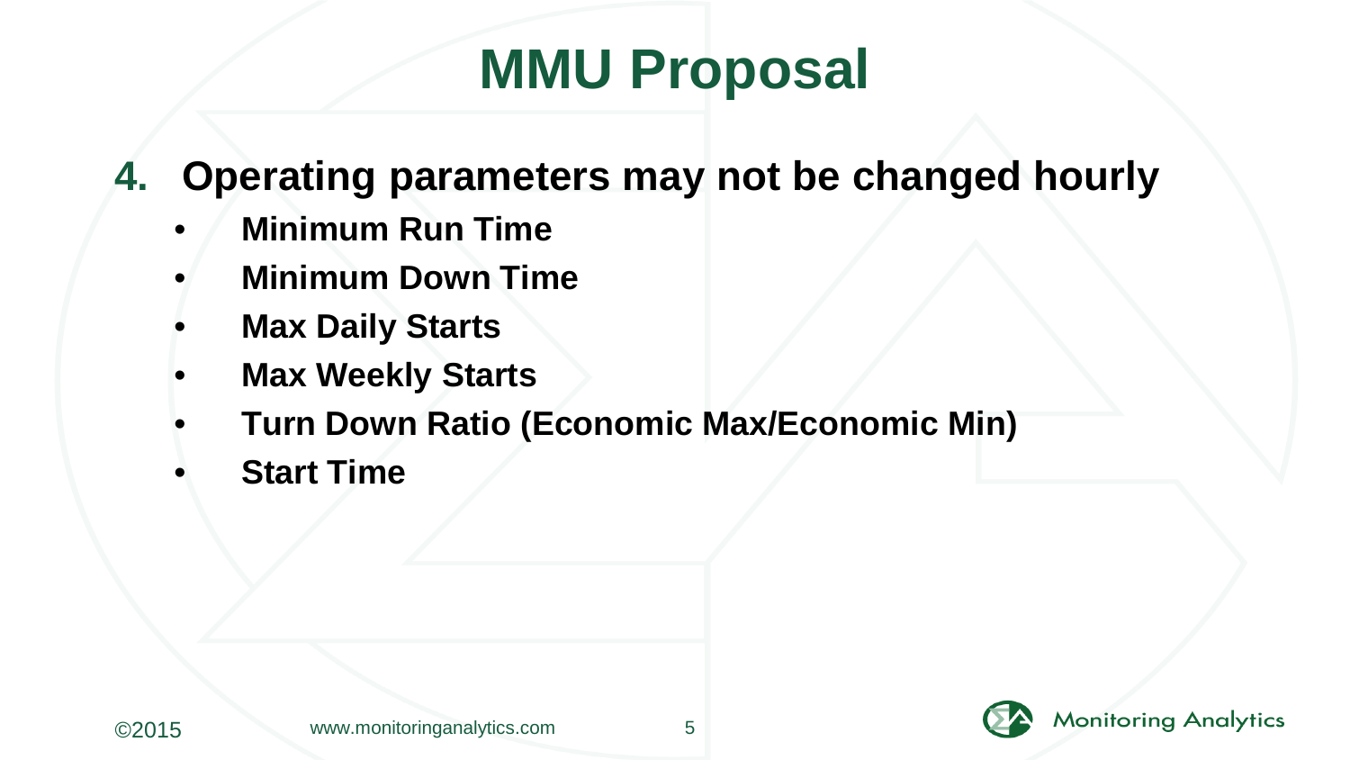# MMU Proposal

4. **Operating parameters may not be changed hourly**
   - **Minimum Run Time**
   - **Minimum Down Time**
   - **Max Daily Starts**
   - **Max Weekly Starts**
   - **Turn Down Ratio (Economic Max/Economic Min)**
   - **Start Time**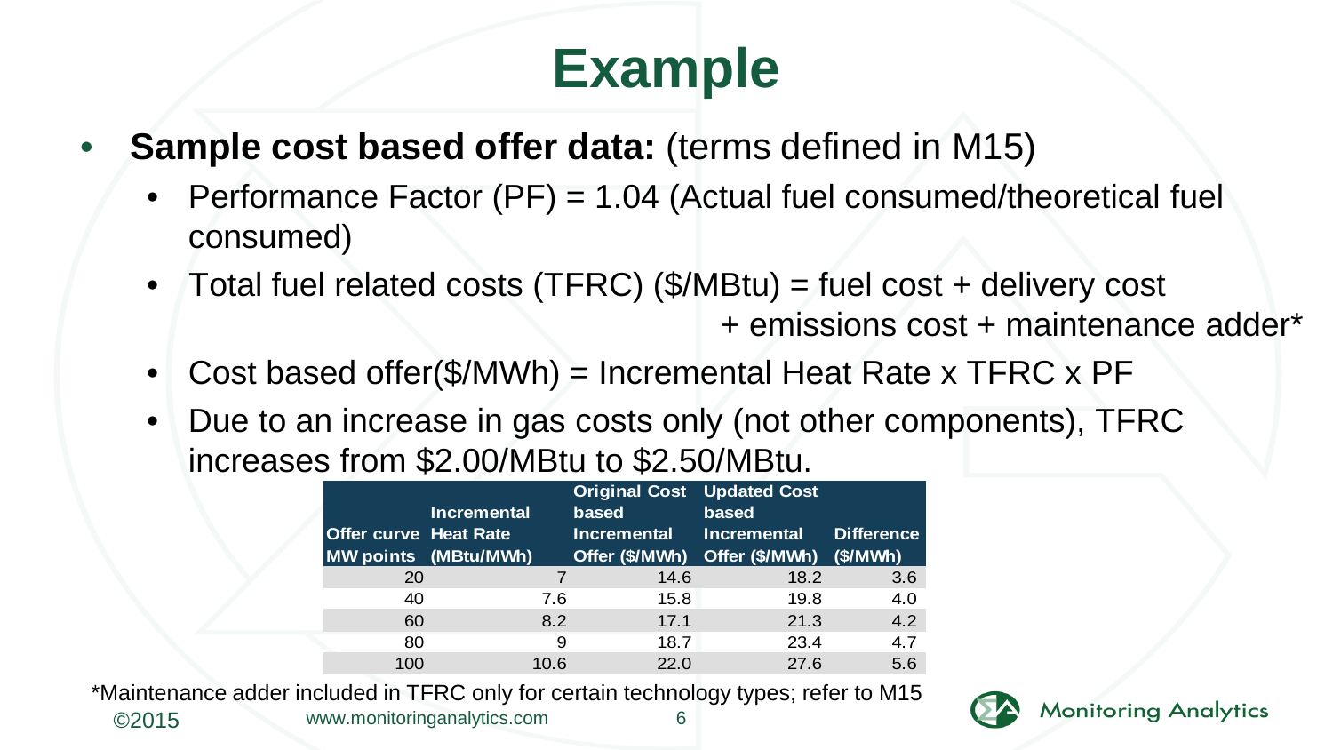# Example

- **Sample cost based offer data:** (terms defined in M15)
  - Performance Factor (PF) = 1.04 (Actual fuel consumed/theoretical fuel consumed)
  - Total fuel related costs (TFRC) ($/MBtu) = fuel cost + delivery cost + emissions cost + maintenance adder*
  - Cost based offer($/MWh) = Incremental Heat Rate x TFRC x PF
  - Due to an increase in gas costs only (not other components), TFRC increases from $2.00/MBtu to $2.50/MBtu.

| Offer curve MW points | Incremental Heat Rate (MBtu/MWh) | Original Cost based Incremental Offer ($/MWh) | Updated Cost based Incremental Offer ($/MWh) | Difference ($/MWh) |
|---|---|---|---|---|
| 20 | 7 | 14.6 | 18.2 | 3.6 |
| 40 | 7.6 | 15.8 | 19.8 | 4.0 |
| 60 | 8.2 | 17.1 | 21.3 | 4.2 |
| 80 | 9 | 18.7 | 23.4 | 4.7 |
| 100 | 10.6 | 22.0 | 27.6 | 5.6 |

*Maintenance adder included in TFRC only for certain technology types; refer to M15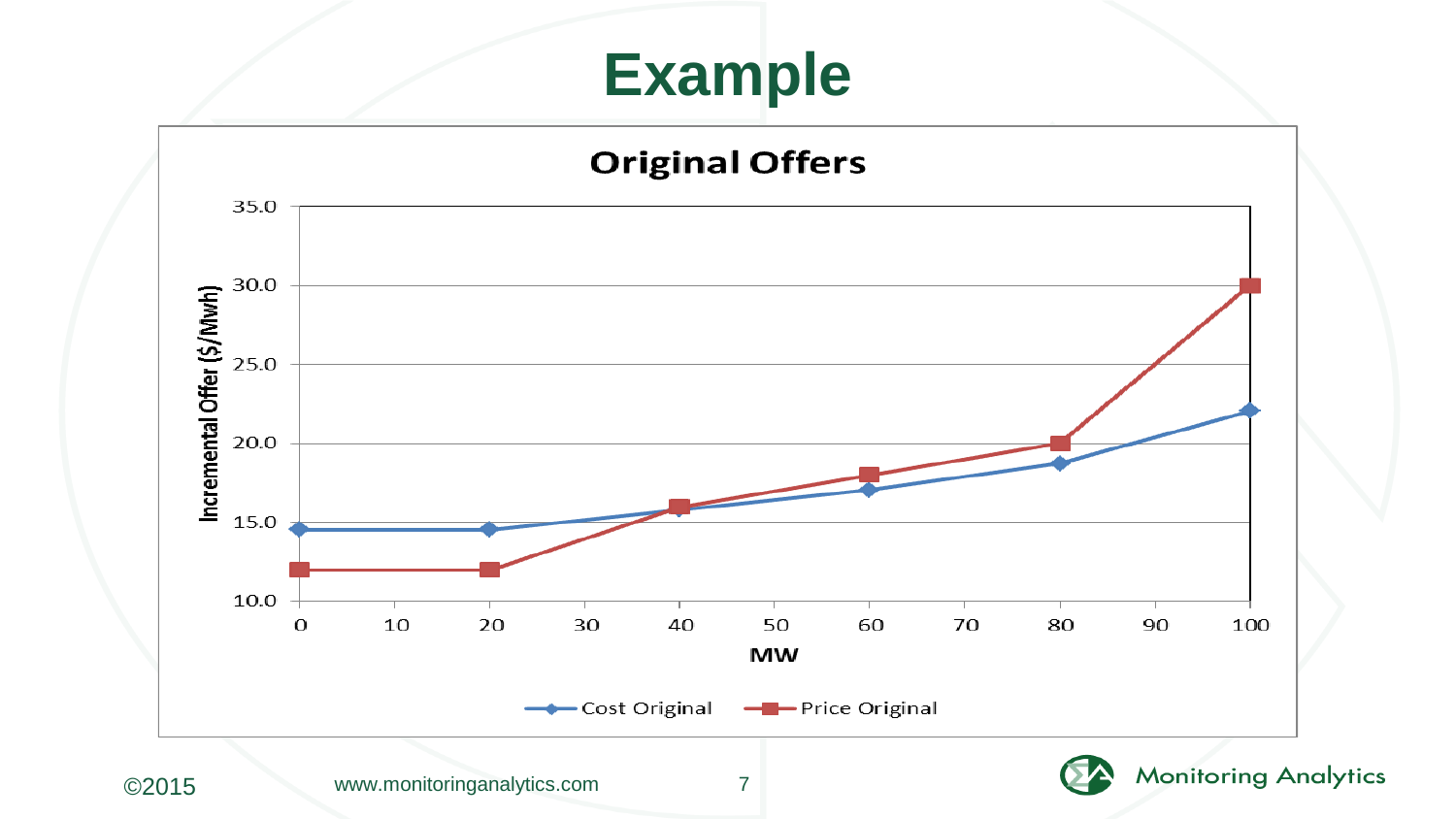# Example

## Original Offers

Incremental Offer ($/Mwh) vs. MW

| MW | Cost Original | Price Original |
|---|---|---|
| 0 | 14.5 | 12.0 |
| 20 | 14.5 | 12.0 |
| 40 | 15.8 | 16.0 |
| 60 | 17.0 | 18.0 |
| 80 | 18.7 | 20.0 |
| 100 | 22.0 | 30.0 |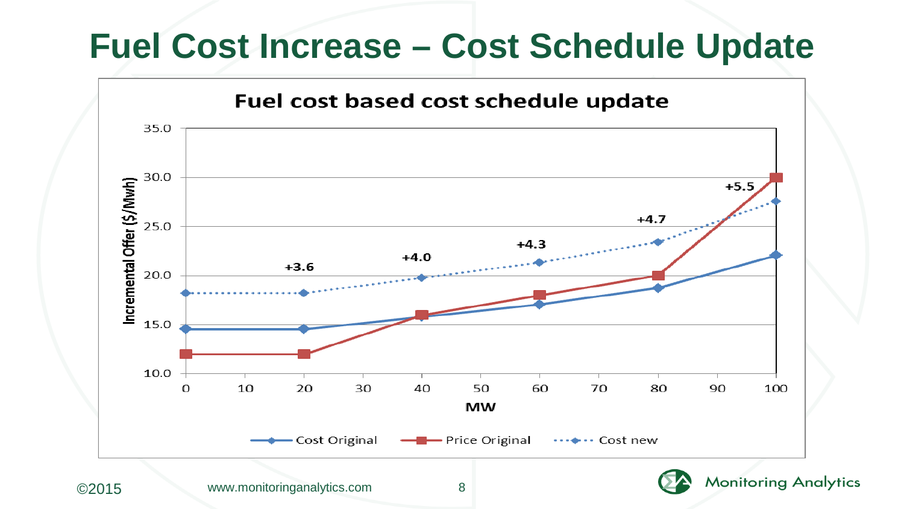# Fuel Cost Increase – Cost Schedule Update

**Fuel cost based cost schedule update**

Incremental Offer ($/Mwh)

MW

+3.6 &nbsp; +4.0 &nbsp; +4.3 &nbsp; +4.7 &nbsp; +5.5

Cost Original &nbsp; Price Original &nbsp; Cost new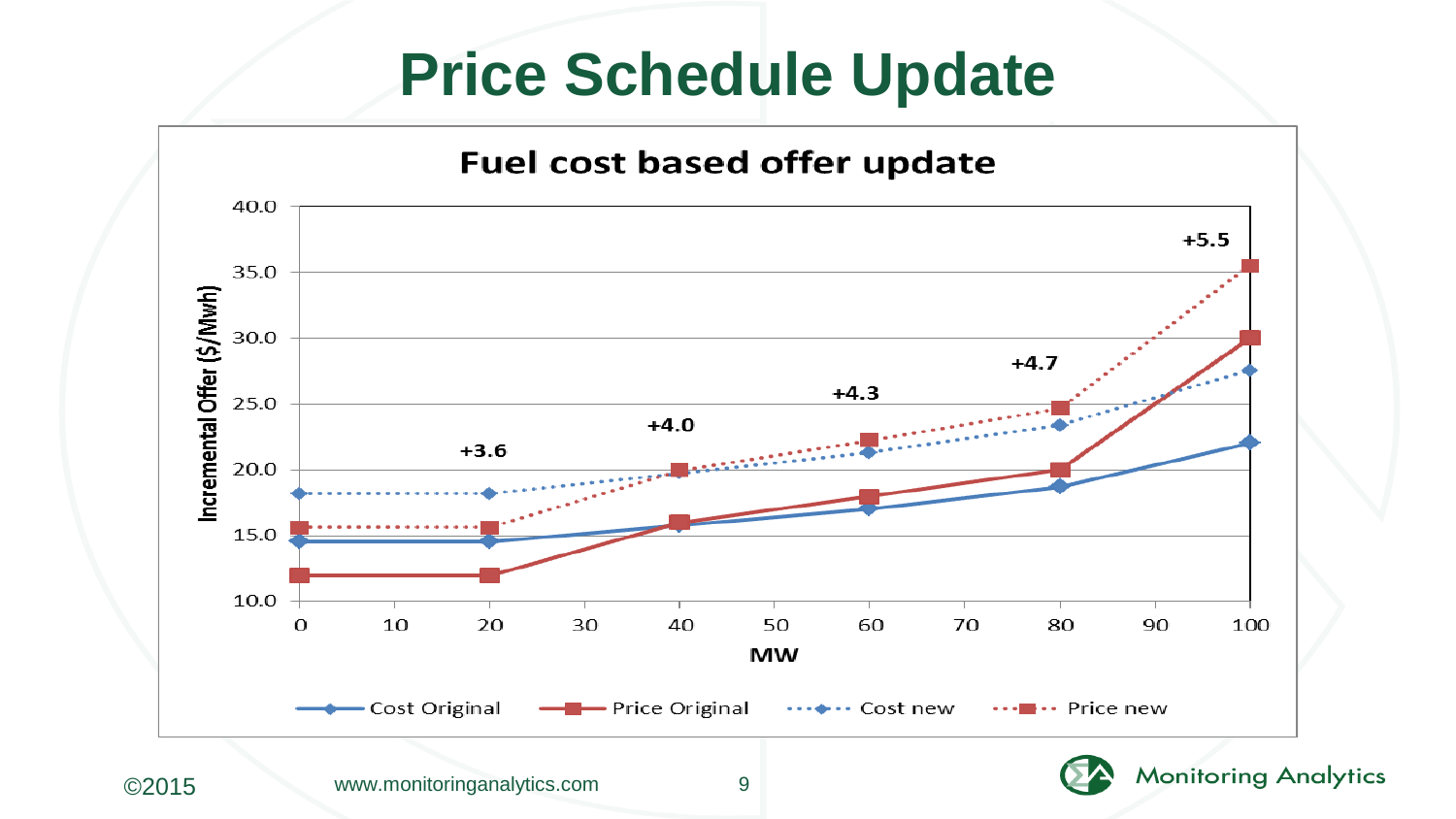# Price Schedule Update

**Fuel cost based offer update**

Incremental Offer ($/Mwh)

MW

+3.6  +4.0  +4.3  +4.7  +5.5

Cost Original — Price Original — Cost new — Price new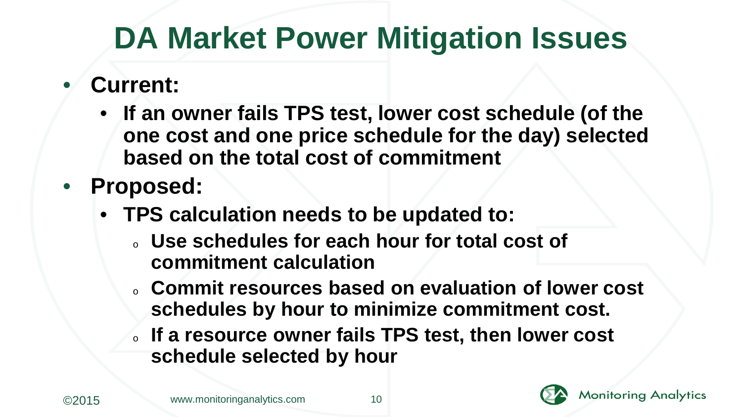# DA Market Power Mitigation Issues

- **Current:**
  - **If an owner fails TPS test, lower cost schedule (of the one cost and one price schedule for the day) selected based on the total cost of commitment**
- **Proposed:**
  - **TPS calculation needs to be updated to:**
    - **Use schedules for each hour for total cost of commitment calculation**
    - **Commit resources based on evaluation of lower cost schedules by hour to minimize commitment cost.**
    - **If a resource owner fails TPS test, then lower cost schedule selected by hour**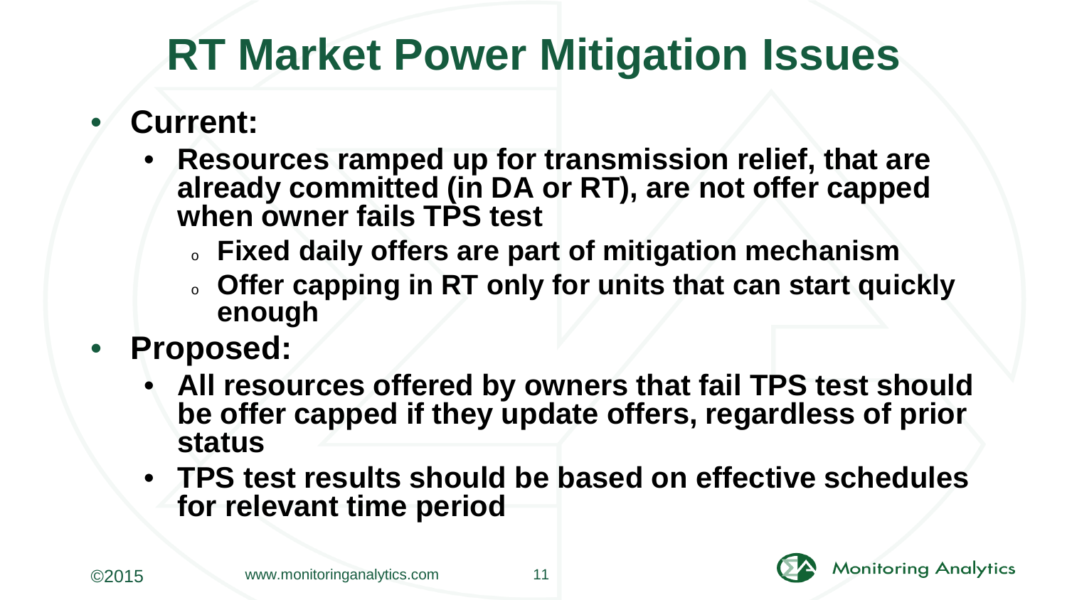# RT Market Power Mitigation Issues

- **Current:**
  - **Resources ramped up for transmission relief, that are already committed (in DA or RT), are not offer capped when owner fails TPS test**
    - **Fixed daily offers are part of mitigation mechanism**
    - **Offer capping in RT only for units that can start quickly enough**
- **Proposed:**
  - **All resources offered by owners that fail TPS test should be offer capped if they update offers, regardless of prior status**
  - **TPS test results should be based on effective schedules for relevant time period**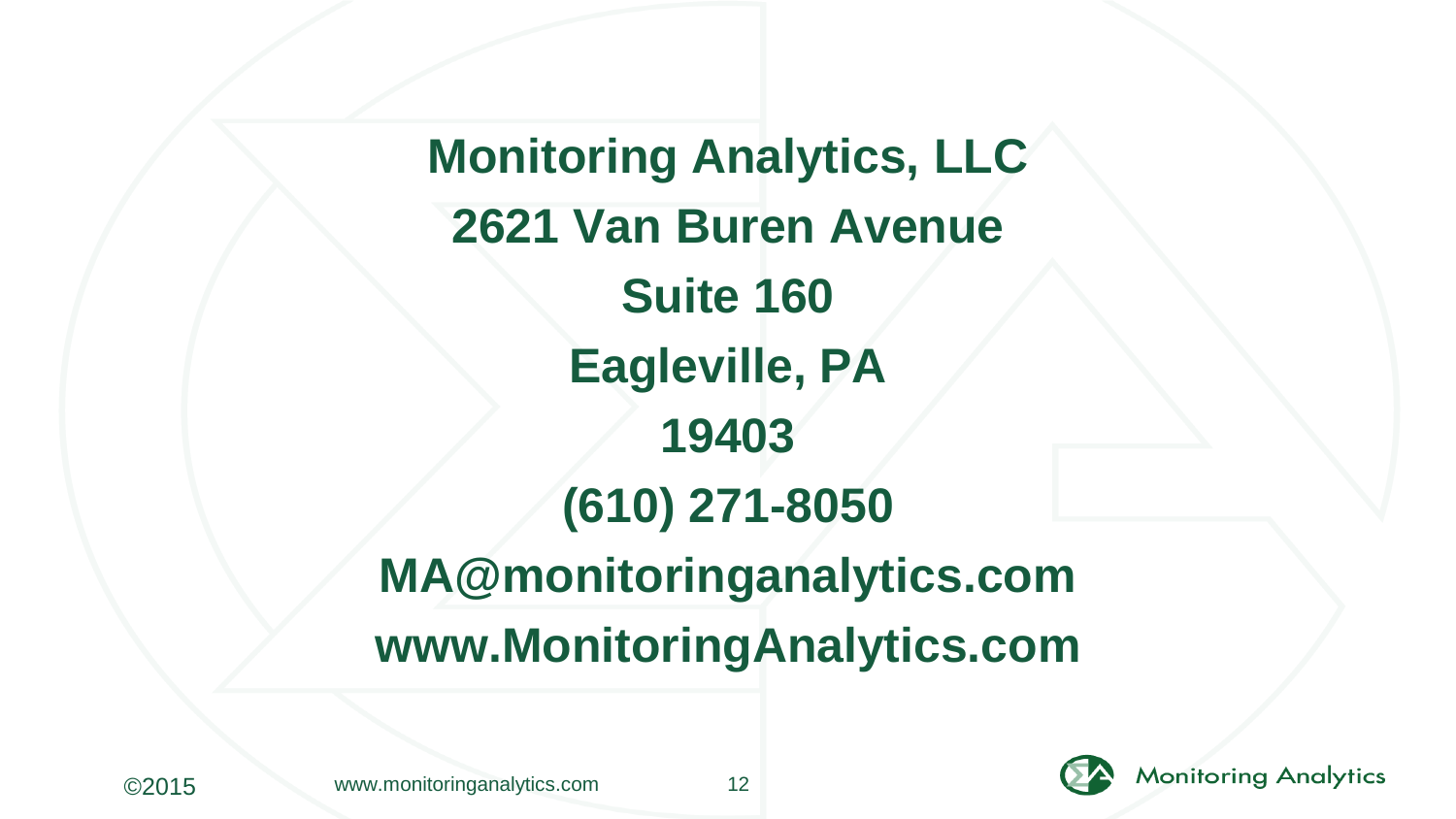**Monitoring Analytics, LLC**

**2621 Van Buren Avenue**

**Suite 160**

**Eagleville, PA**

**19403**

**(610) 271-8050**

**MA@monitoringanalytics.com**

**www.MonitoringAnalytics.com**